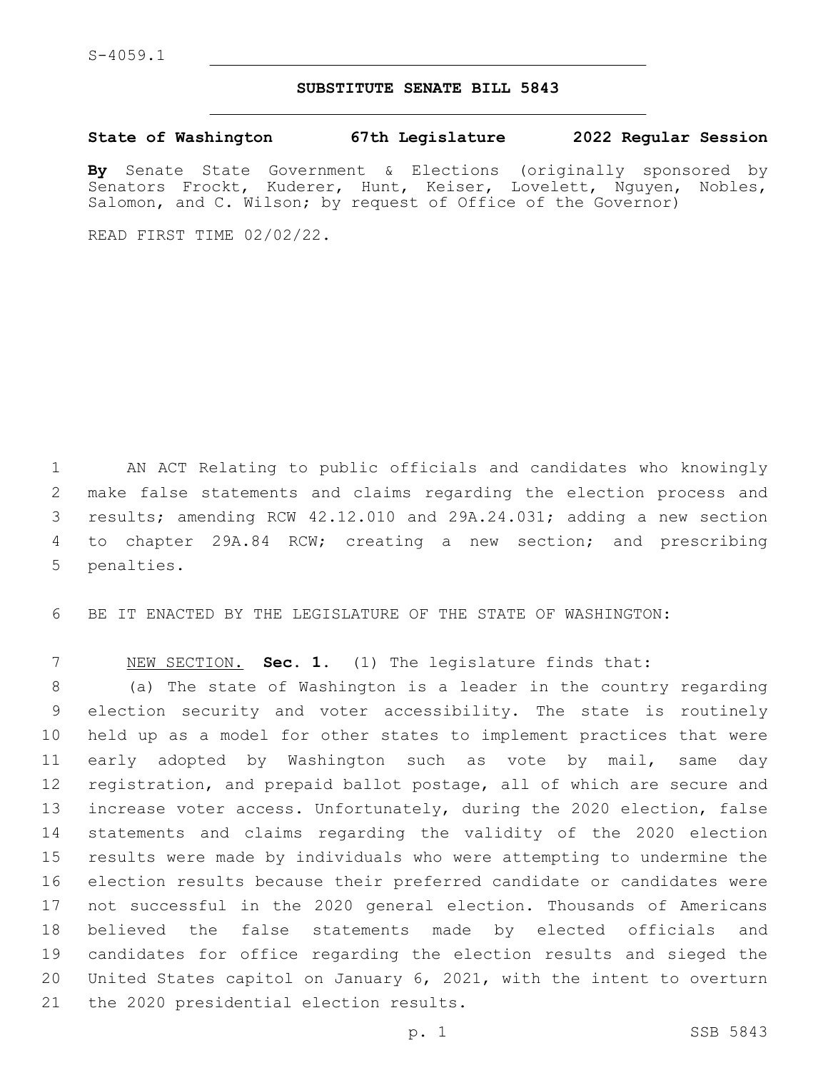S-4059.1

# SUBSTITUTE SENATE BILL 5843

**State of Washington 67th Legislature 2022 Regular Session**

**By** Senate State Government & Elections (originally sponsored by Senators Frockt, Kuderer, Hunt, Keiser, Lovelett, Nguyen, Nobles, Salomon, and C. Wilson; by request of Office of the Governor)

READ FIRST TIME 02/02/22.

AN ACT Relating to public officials and candidates who knowingly make false statements and claims regarding the election process and results; amending RCW 42.12.010 and 29A.24.031; adding a new section to chapter 29A.84 RCW; creating a new section; and prescribing penalties.

BE IT ENACTED BY THE LEGISLATURE OF THE STATE OF WASHINGTON:

NEW SECTION. **Sec. 1.** (1) The legislature finds that:

(a) The state of Washington is a leader in the country regarding election security and voter accessibility. The state is routinely held up as a model for other states to implement practices that were early adopted by Washington such as vote by mail, same day registration, and prepaid ballot postage, all of which are secure and increase voter access. Unfortunately, during the 2020 election, false statements and claims regarding the validity of the 2020 election results were made by individuals who were attempting to undermine the election results because their preferred candidate or candidates were not successful in the 2020 general election. Thousands of Americans believed the false statements made by elected officials and candidates for office regarding the election results and sieged the United States capitol on January 6, 2021, with the intent to overturn the 2020 presidential election results.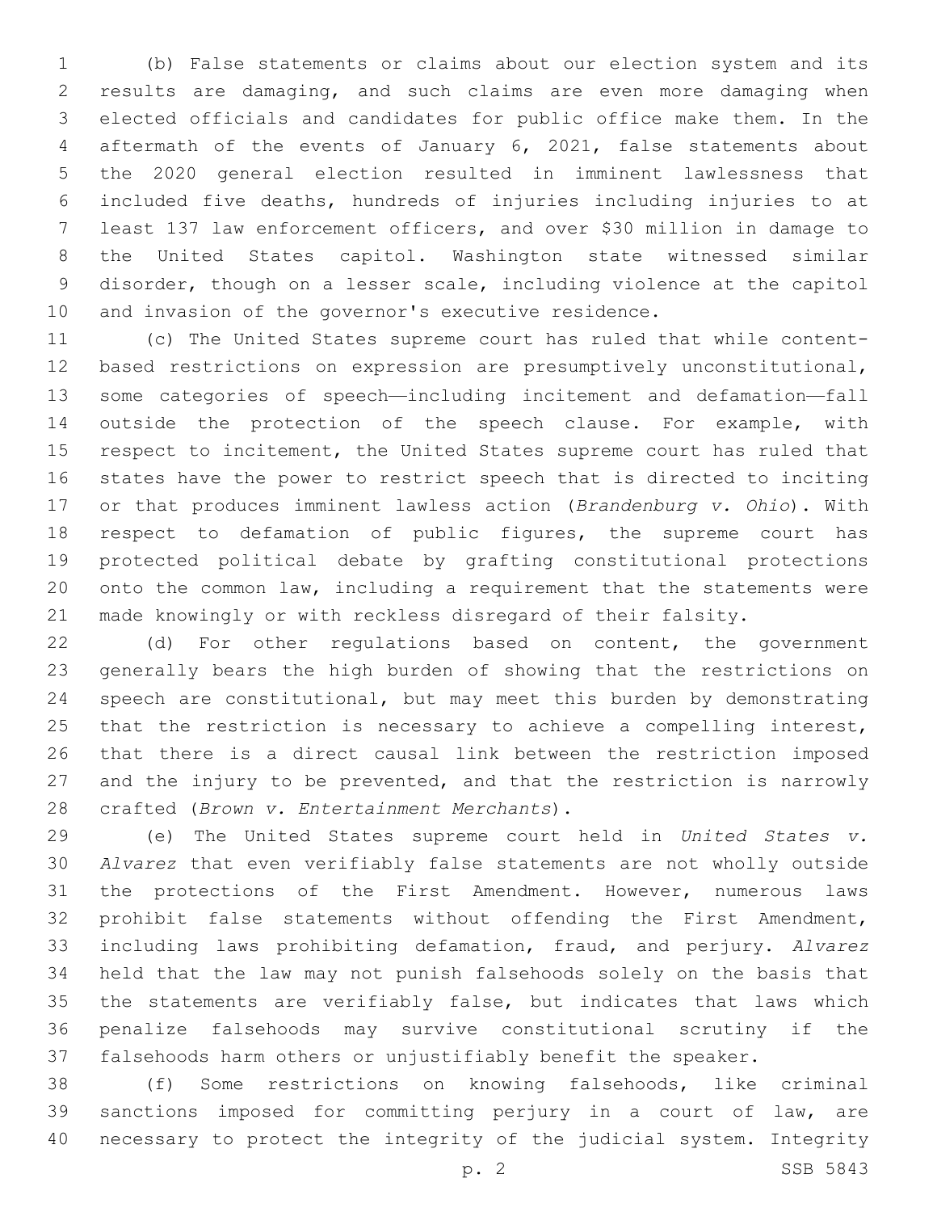(b) False statements or claims about our election system and its results are damaging, and such claims are even more damaging when elected officials and candidates for public office make them. In the aftermath of the events of January 6, 2021, false statements about the 2020 general election resulted in imminent lawlessness that included five deaths, hundreds of injuries including injuries to at least 137 law enforcement officers, and over $30 million in damage to the United States capitol. Washington state witnessed similar disorder, though on a lesser scale, including violence at the capitol and invasion of the governor's executive residence.

(c) The United States supreme court has ruled that while content-based restrictions on expression are presumptively unconstitutional, some categories of speech—including incitement and defamation—fall outside the protection of the speech clause. For example, with respect to incitement, the United States supreme court has ruled that states have the power to restrict speech that is directed to inciting or that produces imminent lawless action (*Brandenburg v. Ohio*). With respect to defamation of public figures, the supreme court has protected political debate by grafting constitutional protections onto the common law, including a requirement that the statements were made knowingly or with reckless disregard of their falsity.

(d) For other regulations based on content, the government generally bears the high burden of showing that the restrictions on speech are constitutional, but may meet this burden by demonstrating that the restriction is necessary to achieve a compelling interest, that there is a direct causal link between the restriction imposed and the injury to be prevented, and that the restriction is narrowly crafted (*Brown v. Entertainment Merchants*).

(e) The United States supreme court held in *United States v. Alvarez* that even verifiably false statements are not wholly outside the protections of the First Amendment. However, numerous laws prohibit false statements without offending the First Amendment, including laws prohibiting defamation, fraud, and perjury. *Alvarez* held that the law may not punish falsehoods solely on the basis that the statements are verifiably false, but indicates that laws which penalize falsehoods may survive constitutional scrutiny if the falsehoods harm others or unjustifiably benefit the speaker.

(f) Some restrictions on knowing falsehoods, like criminal sanctions imposed for committing perjury in a court of law, are necessary to protect the integrity of the judicial system. Integrity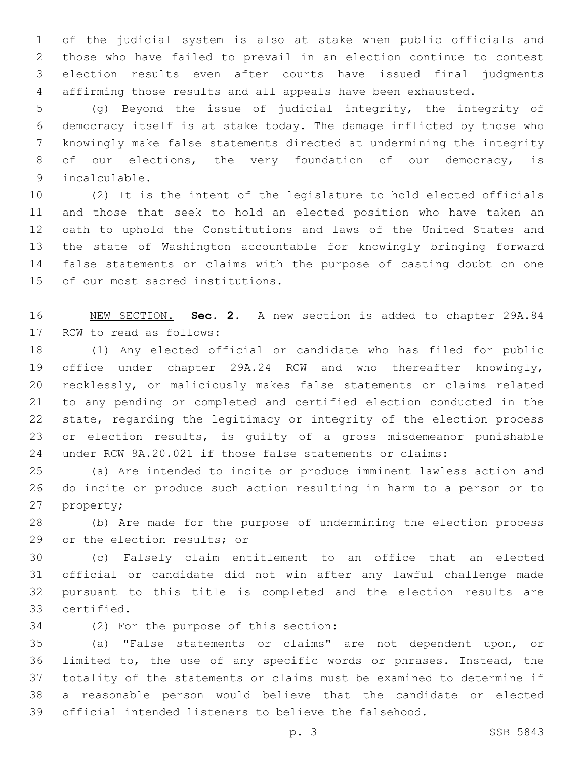of the judicial system is also at stake when public officials and those who have failed to prevail in an election continue to contest election results even after courts have issued final judgments affirming those results and all appeals have been exhausted.

(g) Beyond the issue of judicial integrity, the integrity of democracy itself is at stake today. The damage inflicted by those who knowingly make false statements directed at undermining the integrity of our elections, the very foundation of our democracy, is incalculable.

(2) It is the intent of the legislature to hold elected officials and those that seek to hold an elected position who have taken an oath to uphold the Constitutions and laws of the United States and the state of Washington accountable for knowingly bringing forward false statements or claims with the purpose of casting doubt on one of our most sacred institutions.

NEW SECTION. **Sec. 2.** A new section is added to chapter 29A.84 RCW to read as follows:

(1) Any elected official or candidate who has filed for public office under chapter 29A.24 RCW and who thereafter knowingly, recklessly, or maliciously makes false statements or claims related to any pending or completed and certified election conducted in the state, regarding the legitimacy or integrity of the election process or election results, is guilty of a gross misdemeanor punishable under RCW 9A.20.021 if those false statements or claims:

(a) Are intended to incite or produce imminent lawless action and do incite or produce such action resulting in harm to a person or to property;

(b) Are made for the purpose of undermining the election process or the election results; or

(c) Falsely claim entitlement to an office that an elected official or candidate did not win after any lawful challenge made pursuant to this title is completed and the election results are certified.

(2) For the purpose of this section:

(a) "False statements or claims" are not dependent upon, or limited to, the use of any specific words or phrases. Instead, the totality of the statements or claims must be examined to determine if a reasonable person would believe that the candidate or elected official intended listeners to believe the falsehood.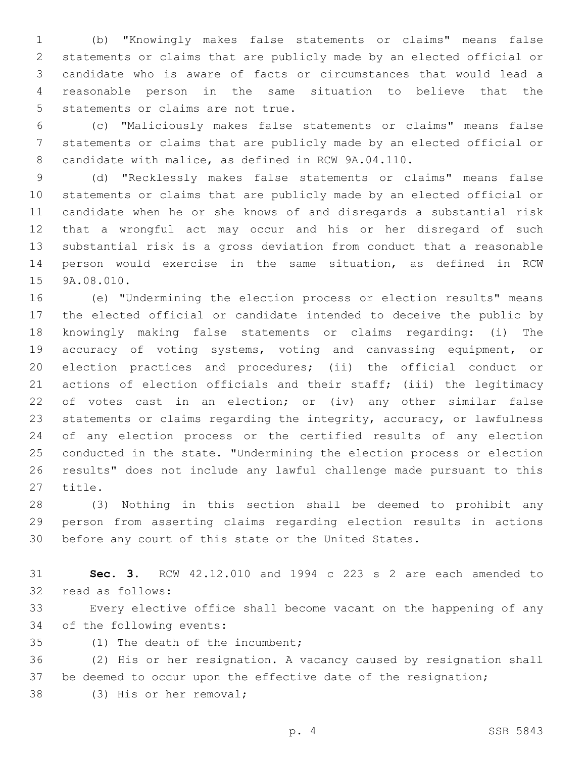(b) "Knowingly makes false statements or claims" means false statements or claims that are publicly made by an elected official or candidate who is aware of facts or circumstances that would lead a reasonable person in the same situation to believe that the statements or claims are not true.

(c) "Maliciously makes false statements or claims" means false statements or claims that are publicly made by an elected official or candidate with malice, as defined in RCW 9A.04.110.

(d) "Recklessly makes false statements or claims" means false statements or claims that are publicly made by an elected official or candidate when he or she knows of and disregards a substantial risk that a wrongful act may occur and his or her disregard of such substantial risk is a gross deviation from conduct that a reasonable person would exercise in the same situation, as defined in RCW 9A.08.010.

(e) "Undermining the election process or election results" means the elected official or candidate intended to deceive the public by knowingly making false statements or claims regarding: (i) The accuracy of voting systems, voting and canvassing equipment, or election practices and procedures; (ii) the official conduct or actions of election officials and their staff; (iii) the legitimacy of votes cast in an election; or (iv) any other similar false statements or claims regarding the integrity, accuracy, or lawfulness of any election process or the certified results of any election conducted in the state. "Undermining the election process or election results" does not include any lawful challenge made pursuant to this title.

(3) Nothing in this section shall be deemed to prohibit any person from asserting claims regarding election results in actions before any court of this state or the United States.

**Sec. 3.** RCW 42.12.010 and 1994 c 223 s 2 are each amended to read as follows:

Every elective office shall become vacant on the happening of any of the following events:

(1) The death of the incumbent;

(2) His or her resignation. A vacancy caused by resignation shall be deemed to occur upon the effective date of the resignation;

(3) His or her removal;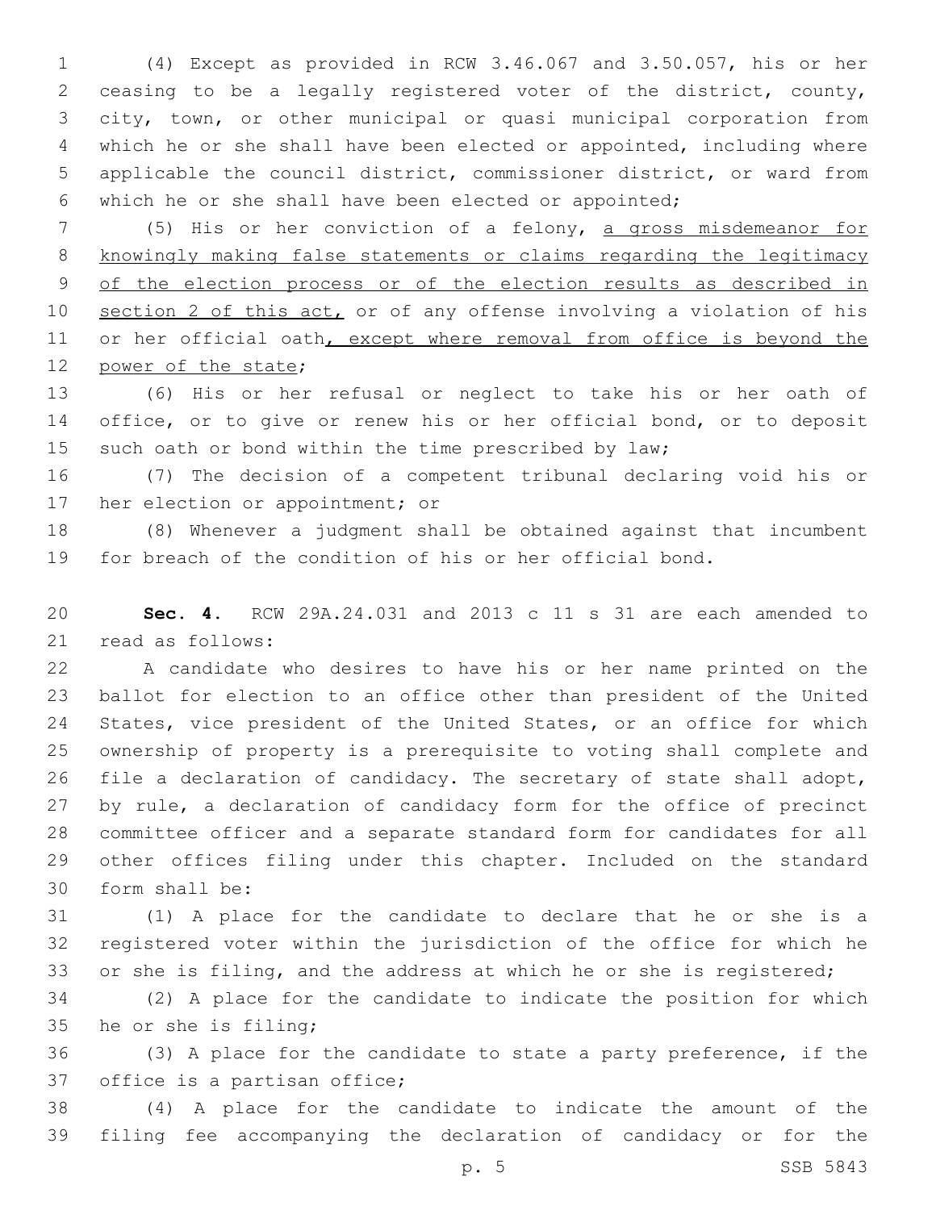(4) Except as provided in RCW 3.46.067 and 3.50.057, his or her ceasing to be a legally registered voter of the district, county, city, town, or other municipal or quasi municipal corporation from which he or she shall have been elected or appointed, including where applicable the council district, commissioner district, or ward from which he or she shall have been elected or appointed;

(5) His or her conviction of a felony, <u>a gross misdemeanor for knowingly making false statements or claims regarding the legitimacy of the election process or of the election results as described in section 2 of this act,</u> or of any offense involving a violation of his or her official oath<u>, except where removal from office is beyond the power of the state</u>;

(6) His or her refusal or neglect to take his or her oath of office, or to give or renew his or her official bond, or to deposit such oath or bond within the time prescribed by law;

(7) The decision of a competent tribunal declaring void his or her election or appointment; or

(8) Whenever a judgment shall be obtained against that incumbent for breach of the condition of his or her official bond.

**Sec. 4.** RCW 29A.24.031 and 2013 c 11 s 31 are each amended to read as follows:

A candidate who desires to have his or her name printed on the ballot for election to an office other than president of the United States, vice president of the United States, or an office for which ownership of property is a prerequisite to voting shall complete and file a declaration of candidacy. The secretary of state shall adopt, by rule, a declaration of candidacy form for the office of precinct committee officer and a separate standard form for candidates for all other offices filing under this chapter. Included on the standard form shall be:

(1) A place for the candidate to declare that he or she is a registered voter within the jurisdiction of the office for which he or she is filing, and the address at which he or she is registered;

(2) A place for the candidate to indicate the position for which he or she is filing;

(3) A place for the candidate to state a party preference, if the office is a partisan office;

(4) A place for the candidate to indicate the amount of the filing fee accompanying the declaration of candidacy or for the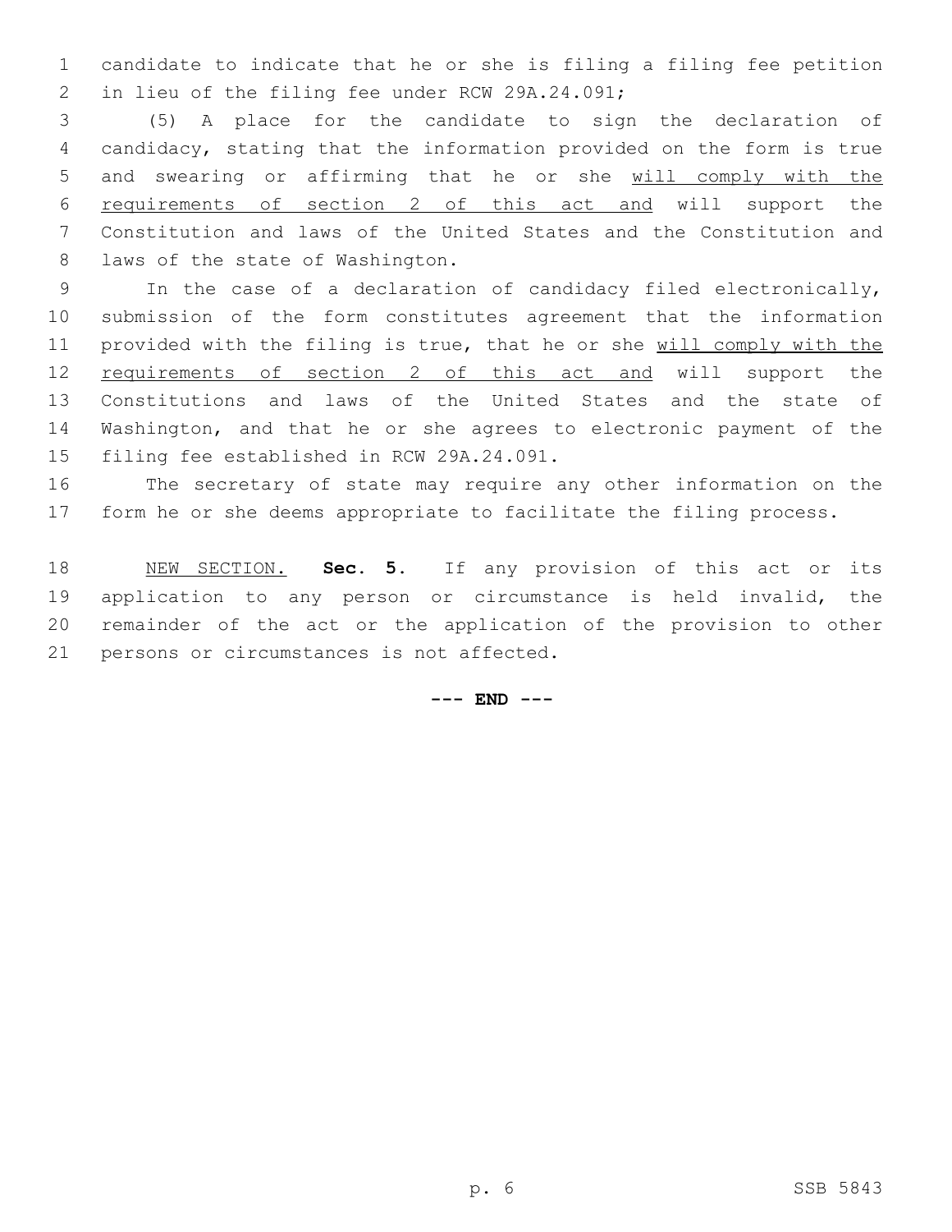candidate to indicate that he or she is filing a filing fee petition in lieu of the filing fee under RCW 29A.24.091;

(5) A place for the candidate to sign the declaration of candidacy, stating that the information provided on the form is true and swearing or affirming that he or she <u>will comply with the requirements of section 2 of this act and</u> will support the Constitution and laws of the United States and the Constitution and laws of the state of Washington.

In the case of a declaration of candidacy filed electronically, submission of the form constitutes agreement that the information provided with the filing is true, that he or she <u>will comply with the requirements of section 2 of this act and</u> will support the Constitutions and laws of the United States and the state of Washington, and that he or she agrees to electronic payment of the filing fee established in RCW 29A.24.091.

The secretary of state may require any other information on the form he or she deems appropriate to facilitate the filing process.

<u>NEW SECTION.</u> **Sec. 5.** If any provision of this act or its application to any person or circumstance is held invalid, the remainder of the act or the application of the provision to other persons or circumstances is not affected.

**--- END ---**